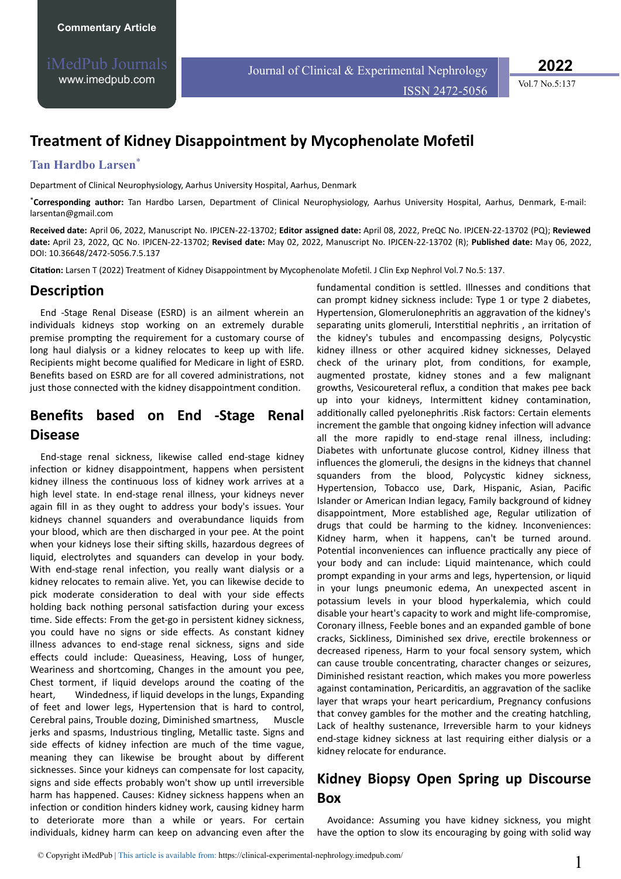Commentary Article

# Treatment of Kidney Disappointment by Mycophenolate Mofetil

**Tan Hardbo Larsen***

Department of Clinical Neurophysiology, Aarhus University Hospital, Aarhus, Denmark

***Corresponding author:** Tan Hardbo Larsen, Department of Clinical Neurophysiology, Aarhus University Hospital, Aarhus, Denmark, E-mail: larsentan@gmail.com

**Received date:** April 06, 2022, Manuscript No. IPJCEN-22-13702; **Editor assigned date:** April 08, 2022, PreQC No. IPJCEN-22-13702 (PQ); **Reviewed date:** April 23, 2022, QC No. IPJCEN-22-13702; **Revised date:** May 02, 2022, Manuscript No. IPJCEN-22-13702 (R); **Published date:** May 06, 2022, DOI: 10.36648/2472-5056.7.5.137

**Citation:** Larsen T (2022) Treatment of Kidney Disappointment by Mycophenolate Mofetil. J Clin Exp Nephrol Vol.7 No.5: 137.

## Description

End -Stage Renal Disease (ESRD) is an ailment wherein an individuals kidneys stop working on an extremely durable premise prompting the requirement for a customary course of long haul dialysis or a kidney relocates to keep up with life. Recipients might become qualified for Medicare in light of ESRD. Benefits based on ESRD are for all covered administrations, not just those connected with the kidney disappointment condition.

## Benefits based on End -Stage Renal Disease

End-stage renal sickness, likewise called end-stage kidney infection or kidney disappointment, happens when persistent kidney illness the continuous loss of kidney work arrives at a high level state. In end-stage renal illness, your kidneys never again fill in as they ought to address your body's issues. Your kidneys channel squanders and overabundance liquids from your blood, which are then discharged in your pee. At the point when your kidneys lose their sifting skills, hazardous degrees of liquid, electrolytes and squanders can develop in your body. With end-stage renal infection, you really want dialysis or a kidney relocates to remain alive. Yet, you can likewise decide to pick moderate consideration to deal with your side effects holding back nothing personal satisfaction during your excess time. Side effects: From the get-go in persistent kidney sickness, you could have no signs or side effects. As constant kidney illness advances to end-stage renal sickness, signs and side effects could include: Queasiness, Heaving, Loss of hunger, Weariness and shortcoming, Changes in the amount you pee, Chest torment, if liquid develops around the coating of the heart, Windedness, if liquid develops in the lungs, Expanding of feet and lower legs, Hypertension that is hard to control, Cerebral pains, Trouble dozing, Diminished smartness, Muscle jerks and spasms, Industrious tingling, Metallic taste. Signs and side effects of kidney infection are much of the time vague, meaning they can likewise be brought about by different sicknesses. Since your kidneys can compensate for lost capacity, signs and side effects probably won't show up until irreversible harm has happened. Causes: Kidney sickness happens when an infection or condition hinders kidney work, causing kidney harm to deteriorate more than a while or years. For certain individuals, kidney harm can keep on advancing even after the fundamental condition is settled. Illnesses and conditions that can prompt kidney sickness include: Type 1 or type 2 diabetes, Hypertension, Glomerulonephritis an aggravation of the kidney's separating units glomeruli, Interstitial nephritis , an irritation of the kidney's tubules and encompassing designs, Polycystic kidney illness or other acquired kidney sicknesses, Delayed check of the urinary plot, from conditions, for example, augmented prostate, kidney stones and a few malignant growths, Vesicoureteral reflux, a condition that makes pee back up into your kidneys, Intermittent kidney contamination, additionally called pyelonephritis .Risk factors: Certain elements increment the gamble that ongoing kidney infection will advance all the more rapidly to end-stage renal illness, including: Diabetes with unfortunate glucose control, Kidney illness that influences the glomeruli, the designs in the kidneys that channel squanders from the blood, Polycystic kidney sickness, Hypertension, Tobacco use, Dark, Hispanic, Asian, Pacific Islander or American Indian legacy, Family background of kidney disappointment, More established age, Regular utilization of drugs that could be harming to the kidney. Inconveniences: Kidney harm, when it happens, can't be turned around. Potential inconveniences can influence practically any piece of your body and can include: Liquid maintenance, which could prompt expanding in your arms and legs, hypertension, or liquid in your lungs pneumonic edema, An unexpected ascent in potassium levels in your blood hyperkalemia, which could disable your heart's capacity to work and might life-compromise, Coronary illness, Feeble bones and an expanded gamble of bone cracks, Sickliness, Diminished sex drive, erectile brokenness or decreased ripeness, Harm to your focal sensory system, which can cause trouble concentrating, character changes or seizures, Diminished resistant reaction, which makes you more powerless against contamination, Pericarditis, an aggravation of the saclike layer that wraps your heart pericardium, Pregnancy confusions that convey gambles for the mother and the creating hatchling, Lack of healthy sustenance, Irreversible harm to your kidneys end-stage kidney sickness at last requiring either dialysis or a kidney relocate for endurance.

## Kidney Biopsy Open Spring up Discourse Box

Avoidance: Assuming you have kidney sickness, you might have the option to slow its encouraging by going with solid way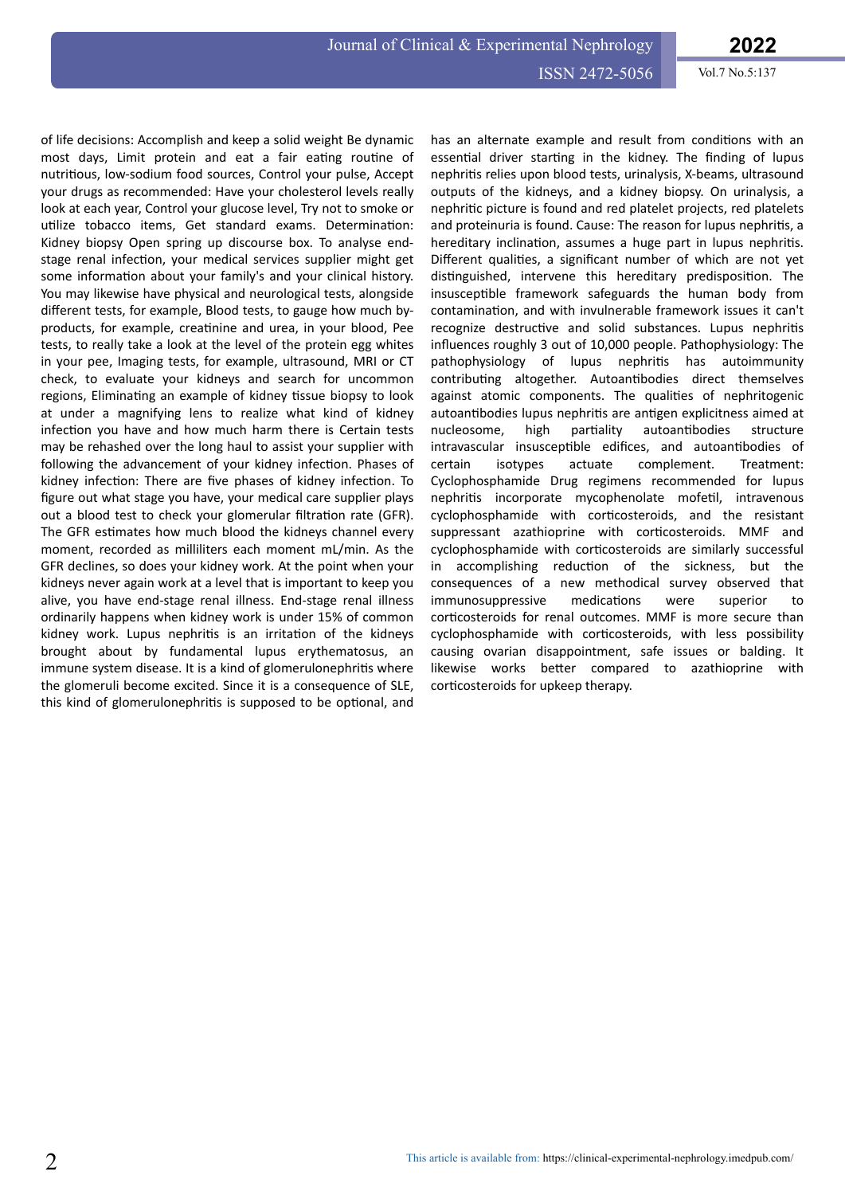of life decisions: Accomplish and keep a solid weight Be dynamic most days, Limit protein and eat a fair eating routine of nutritious, low-sodium food sources, Control your pulse, Accept your drugs as recommended: Have your cholesterol levels really look at each year, Control your glucose level, Try not to smoke or utilize tobacco items, Get standard exams. Determination: Kidney biopsy Open spring up discourse box. To analyse end-stage renal infection, your medical services supplier might get some information about your family's and your clinical history. You may likewise have physical and neurological tests, alongside different tests, for example, Blood tests, to gauge how much by-products, for example, creatinine and urea, in your blood, Pee tests, to really take a look at the level of the protein egg whites in your pee, Imaging tests, for example, ultrasound, MRI or CT check, to evaluate your kidneys and search for uncommon regions, Eliminating an example of kidney tissue biopsy to look at under a magnifying lens to realize what kind of kidney infection you have and how much harm there is Certain tests may be rehashed over the long haul to assist your supplier with following the advancement of your kidney infection. Phases of kidney infection: There are five phases of kidney infection. To figure out what stage you have, your medical care supplier plays out a blood test to check your glomerular filtration rate (GFR). The GFR estimates how much blood the kidneys channel every moment, recorded as milliliters each moment mL/min. As the GFR declines, so does your kidney work. At the point when your kidneys never again work at a level that is important to keep you alive, you have end-stage renal illness. End-stage renal illness ordinarily happens when kidney work is under 15% of common kidney work. Lupus nephritis is an irritation of the kidneys brought about by fundamental lupus erythematosus, an immune system disease. It is a kind of glomerulonephritis where the glomeruli become excited. Since it is a consequence of SLE, this kind of glomerulonephritis is supposed to be optional, and has an alternate example and result from conditions with an essential driver starting in the kidney. The finding of lupus nephritis relies upon blood tests, urinalysis, X-beams, ultrasound outputs of the kidneys, and a kidney biopsy. On urinalysis, a nephritic picture is found and red platelet projects, red platelets and proteinuria is found. Cause: The reason for lupus nephritis, a hereditary inclination, assumes a huge part in lupus nephritis. Different qualities, a significant number of which are not yet distinguished, intervene this hereditary predisposition. The insusceptible framework safeguards the human body from contamination, and with invulnerable framework issues it can't recognize destructive and solid substances. Lupus nephritis influences roughly 3 out of 10,000 people. Pathophysiology: The pathophysiology of lupus nephritis has autoimmunity contributing altogether. Autoantibodies direct themselves against atomic components. The qualities of nephritogenic autoantibodies lupus nephritis are antigen explicitness aimed at nucleosome, high partiality autoantibodies structure intravascular insusceptible edifices, and autoantibodies of certain isotypes actuate complement. Treatment: Cyclophosphamide Drug regimens recommended for lupus nephritis incorporate mycophenolate mofetil, intravenous cyclophosphamide with corticosteroids, and the resistant suppressant azathioprine with corticosteroids. MMF and cyclophosphamide with corticosteroids are similarly successful in accomplishing reduction of the sickness, but the consequences of a new methodical survey observed that immunosuppressive medications were superior to corticosteroids for renal outcomes. MMF is more secure than cyclophosphamide with corticosteroids, with less possibility causing ovarian disappointment, safe issues or balding. It likewise works better compared to azathioprine with corticosteroids for upkeep therapy.